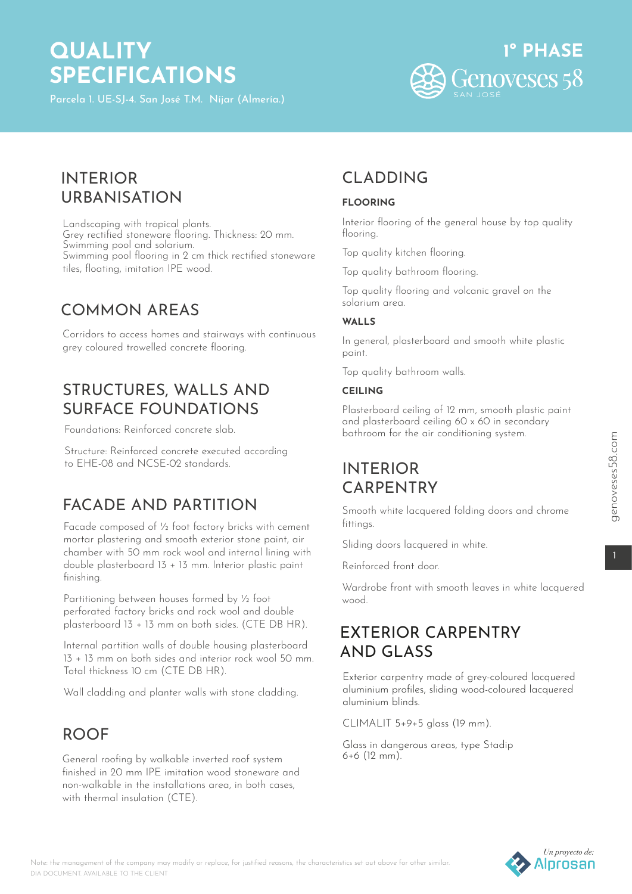# QUALITY SPECIFICATIONS

Parcela 1. UE-SJ-4. San José T.M. Níjar (Almería.)

1º PHASE

Genoveses 58 SAN JOSÉ

## INTERIOR URBANISATION

Landscaping with tropical plants.
Grey rectified stoneware flooring. Thickness: 20 mm.
Swimming pool and solarium.
Swimming pool flooring in 2 cm thick rectified stoneware tiles, floating, imitation IPE wood.

## COMMON AREAS

Corridors to access homes and stairways with continuous grey coloured trowelled concrete flooring.

## STRUCTURES, WALLS AND SURFACE FOUNDATIONS

Foundations: Reinforced concrete slab.

Structure: Reinforced concrete executed according to EHE-08 and NCSE-02 standards.

## FACADE AND PARTITION

Facade composed of ½ foot factory bricks with cement mortar plastering and smooth exterior stone paint, air chamber with 50 mm rock wool and internal lining with double plasterboard 13 + 13 mm. Interior plastic paint finishing.

Partitioning between houses formed by ½ foot perforated factory bricks and rock wool and double plasterboard 13 + 13 mm on both sides. (CTE DB HR).

Internal partition walls of double housing plasterboard 13 + 13 mm on both sides and interior rock wool 50 mm. Total thickness 10 cm (CTE DB HR).

Wall cladding and planter walls with stone cladding.

## ROOF

General roofing by walkable inverted roof system finished in 20 mm IPE imitation wood stoneware and non-walkable in the installations area, in both cases, with thermal insulation (CTE).

## CLADDING

### FLOORING

Interior flooring of the general house by top quality flooring.

Top quality kitchen flooring.

Top quality bathroom flooring.

Top quality flooring and volcanic gravel on the solarium area.

### WALLS

In general, plasterboard and smooth white plastic paint.

Top quality bathroom walls.

### CEILING

Plasterboard ceiling of 12 mm, smooth plastic paint and plasterboard ceiling 60 x 60 in secondary bathroom for the air conditioning system.

## INTERIOR CARPENTRY

Smooth white lacquered folding doors and chrome fittings.

Sliding doors lacquered in white.

Reinforced front door.

Wardrobe front with smooth leaves in white lacquered wood.

## EXTERIOR CARPENTRY AND GLASS

Exterior carpentry made of grey-coloured lacquered aluminium profiles, sliding wood-coloured lacquered aluminium blinds.

CLIMALIT 5+9+5 glass (19 mm).

Glass in dangerous areas, type Stadip 6+6 (12 mm).

genoveses58.com

Note: the management of the company may modify or replace, for justified reasons, the characteristics set out above for other similar.
DIA DOCUMENT. AVAILABLE TO THE CLIENT

*Un proyecto de:* Alprosan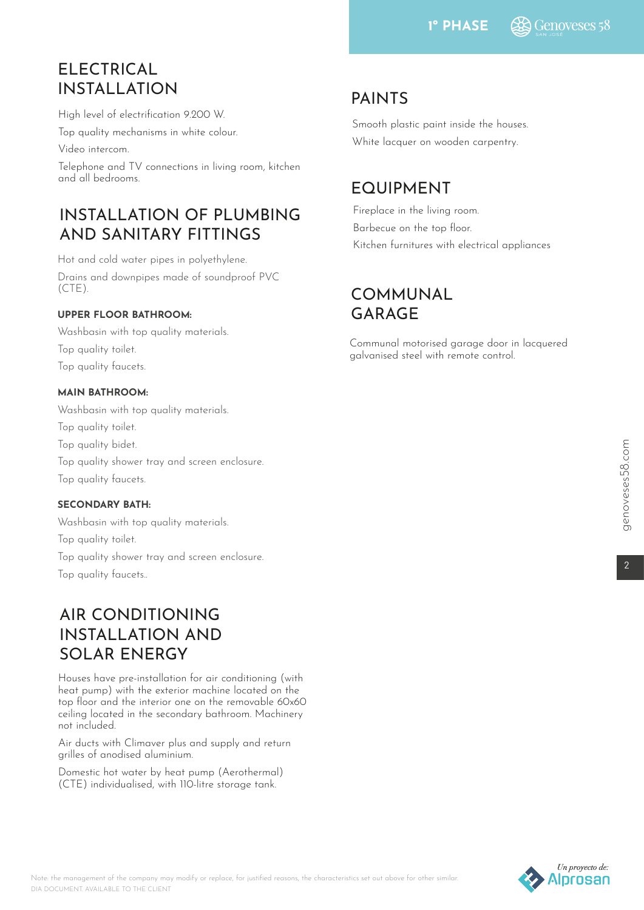## ELECTRICAL INSTALLATION

High level of electrification 9.200 W.

Top quality mechanisms in white colour.

Video intercom.

Telephone and TV connections in living room, kitchen and all bedrooms.

## INSTALLATION OF PLUMBING AND SANITARY FITTINGS

Hot and cold water pipes in polyethylene.

Drains and downpipes made of soundproof PVC (CTE).

**UPPER FLOOR BATHROOM:**

Washbasin with top quality materials.

Top quality toilet.

Top quality faucets.

**MAIN BATHROOM:**

Washbasin with top quality materials.

Top quality toilet.

Top quality bidet.

Top quality shower tray and screen enclosure.

Top quality faucets.

**SECONDARY BATH:**

Washbasin with top quality materials.

Top quality toilet.

Top quality shower tray and screen enclosure.

Top quality faucets..

## AIR CONDITIONING INSTALLATION AND SOLAR ENERGY

Houses have pre-installation for air conditioning (with heat pump) with the exterior machine located on the top floor and the interior one on the removable 60x60 ceiling located in the secondary bathroom. Machinery not included.

Air ducts with Climaver plus and supply and return grilles of anodised aluminium.

Domestic hot water by heat pump (Aerothermal) (CTE) individualised, with 110-litre storage tank.

## PAINTS

Smooth plastic paint inside the houses.

White lacquer on wooden carpentry.

## EQUIPMENT

Fireplace in the living room.

Barbecue on the top floor.

Kitchen furnitures with electrical appliances

## COMMUNAL GARAGE

Communal motorised garage door in lacquered galvanised steel with remote control.

Note: the management of the company may modify or replace, for justified reasons, the characteristics set out above for other similar.
DIA DOCUMENT. AVAILABLE TO THE CLIENT